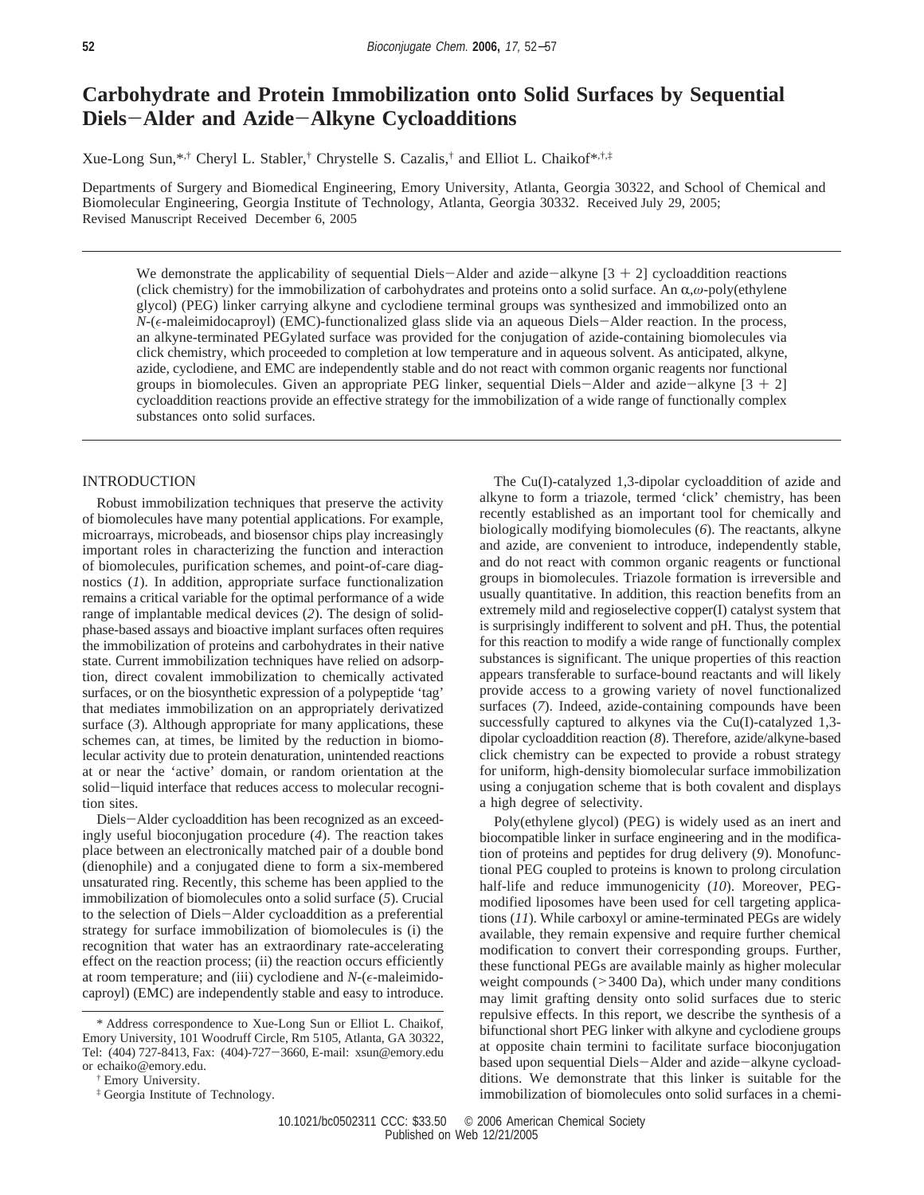# Carbohydrate and Protein Immobilization onto Solid Surfaces by Sequential Diels–Alder and Azide–Alkyne Cycloadditions

Xue-Long Sun,*,[†] Cheryl L. Stabler,[†] Chrystelle S. Cazalis,[†] and Elliot L. Chaikof*,[†,‡]

Departments of Surgery and Biomedical Engineering, Emory University, Atlanta, Georgia 30322, and School of Chemical and Biomolecular Engineering, Georgia Institute of Technology, Atlanta, Georgia 30332. Received July 29, 2005; Revised Manuscript Received December 6, 2005

We demonstrate the applicability of sequential Diels–Alder and azide–alkyne [3 + 2] cycloaddition reactions (click chemistry) for the immobilization of carbohydrates and proteins onto a solid surface. An $\alpha,\omega$-poly(ethylene glycol) (PEG) linker carrying alkyne and cyclodiene terminal groups was synthesized and immobilized onto an *N*-($\epsilon$-maleimidocaproyl) (EMC)-functionalized glass slide via an aqueous Diels–Alder reaction. In the process, an alkyne-terminated PEGylated surface was provided for the conjugation of azide-containing biomolecules via click chemistry, which proceeded to completion at low temperature and in aqueous solvent. As anticipated, alkyne, azide, cyclodiene, and EMC are independently stable and do not react with common organic reagents nor functional groups in biomolecules. Given an appropriate PEG linker, sequential Diels–Alder and azide–alkyne [3 + 2] cycloaddition reactions provide an effective strategy for the immobilization of a wide range of functionally complex substances onto solid surfaces.

## INTRODUCTION

Robust immobilization techniques that preserve the activity of biomolecules have many potential applications. For example, microarrays, microbeads, and biosensor chips play increasingly important roles in characterizing the function and interaction of biomolecules, purification schemes, and point-of-care diagnostics (*1*). In addition, appropriate surface functionalization remains a critical variable for the optimal performance of a wide range of implantable medical devices (*2*). The design of solid-phase-based assays and bioactive implant surfaces often requires the immobilization of proteins and carbohydrates in their native state. Current immobilization techniques have relied on adsorption, direct covalent immobilization to chemically activated surfaces, or on the biosynthetic expression of a polypeptide 'tag' that mediates immobilization on an appropriately derivatized surface (*3*). Although appropriate for many applications, these schemes can, at times, be limited by the reduction in biomolecular activity due to protein denaturation, unintended reactions at or near the 'active' domain, or random orientation at the solid–liquid interface that reduces access to molecular recognition sites.

Diels–Alder cycloaddition has been recognized as an exceedingly useful bioconjugation procedure (*4*). The reaction takes place between an electronically matched pair of a double bond (dienophile) and a conjugated diene to form a six-membered unsaturated ring. Recently, this scheme has been applied to the immobilization of biomolecules onto a solid surface (*5*). Crucial to the selection of Diels–Alder cycloaddition as a preferential strategy for surface immobilization of biomolecules is (i) the recognition that water has an extraordinary rate-accelerating effect on the reaction process; (ii) the reaction occurs efficiently at room temperature; and (iii) cyclodiene and *N*-($\epsilon$-maleimidocaproyl) (EMC) are independently stable and easy to introduce.

The Cu(I)-catalyzed 1,3-dipolar cycloaddition of azide and alkyne to form a triazole, termed 'click' chemistry, has been recently established as an important tool for chemically and biologically modifying biomolecules (*6*). The reactants, alkyne and azide, are convenient to introduce, independently stable, and do not react with common organic reagents or functional groups in biomolecules. Triazole formation is irreversible and usually quantitative. In addition, this reaction benefits from an extremely mild and regioselective copper(I) catalyst system that is surprisingly indifferent to solvent and pH. Thus, the potential for this reaction to modify a wide range of functionally complex substances is significant. The unique properties of this reaction appears transferable to surface-bound reactants and will likely provide access to a growing variety of novel functionalized surfaces (*7*). Indeed, azide-containing compounds have been successfully captured to alkynes via the Cu(I)-catalyzed 1,3-dipolar cycloaddition reaction (*8*). Therefore, azide/alkyne-based click chemistry can be expected to provide a robust strategy for uniform, high-density biomolecular surface immobilization using a conjugation scheme that is both covalent and displays a high degree of selectivity.

Poly(ethylene glycol) (PEG) is widely used as an inert and biocompatible linker in surface engineering and in the modification of proteins and peptides for drug delivery (*9*). Monofunctional PEG coupled to proteins is known to prolong circulation half-life and reduce immunogenicity (*10*). Moreover, PEG-modified liposomes have been used for cell targeting applications (*11*). While carboxyl or amine-terminated PEGs are widely available, they remain expensive and require further chemical modification to convert their corresponding groups. Further, these functional PEGs are available mainly as higher molecular weight compounds (>3400 Da), which under many conditions may limit grafting density onto solid surfaces due to steric repulsive effects. In this report, we describe the synthesis of a bifunctional short PEG linker with alkyne and cyclodiene groups at opposite chain termini to facilitate surface bioconjugation based upon sequential Diels–Alder and azide–alkyne cycloadditions. We demonstrate that this linker is suitable for the immobilization of biomolecules onto solid surfaces in a chemi-

\* Address correspondence to Xue-Long Sun or Elliot L. Chaikof, Emory University, 101 Woodruff Circle, Rm 5105, Atlanta, GA 30322, Tel: (404) 727-8413, Fax: (404)-727–3660, E-mail: xsun@emory.edu or echaiko@emory.edu.

[†] Emory University.

[‡] Georgia Institute of Technology.

10.1021/bc0502311 CCC: $33.50 © 2006 American Chemical Society
Published on Web 12/21/2005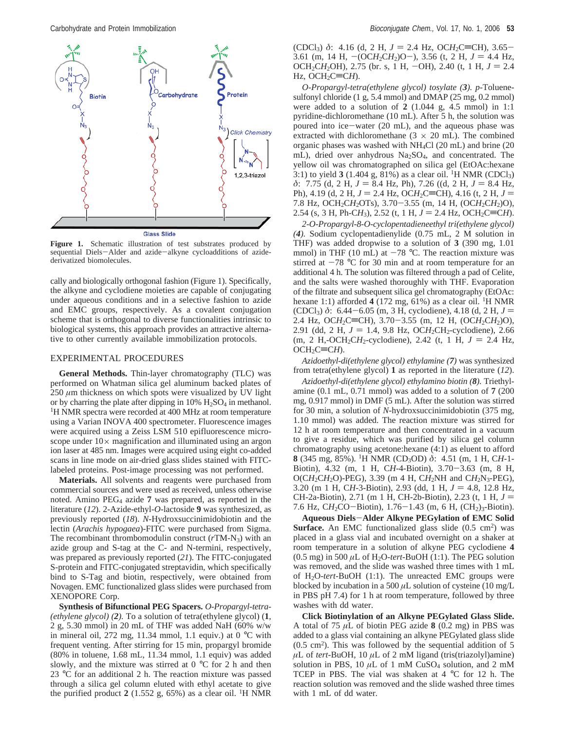Figure 1. Schematic illustration of test substrates produced by sequential Diels−Alder and azide−alkyne cycloadditions of azide-derivatized biomolecules.

cally and biologically orthogonal fashion (Figure 1). Specifically, the alkyne and cyclodiene moieties are capable of conjugating under aqueous conditions and in a selective fashion to azide and EMC groups, respectively. As a covalent conjugation scheme that is orthogonal to diverse functionalities intrinsic to biological systems, this approach provides an attractive alternative to other currently available immobilization protocols.

## EXPERIMENTAL PROCEDURES

**General Methods.** Thin-layer chromatography (TLC) was performed on Whatman silica gel aluminum backed plates of 250 $\mu$m thickness on which spots were visualized by UV light or by charring the plate after dipping in 10% $H_2SO_4$ in methanol. $^1$H NMR spectra were recorded at 400 MHz at room temperature using a Varian INOVA 400 spectrometer. Fluorescence images were acquired using a Zeiss LSM 510 epifluorescence microscope under 10× magnification and illuminated using an argon ion laser at 485 nm. Images were acquired using eight co-added scans in line mode on air-dried glass slides stained with FITC-labeled proteins. Post-image processing was not performed.

**Materials.** All solvents and reagents were purchased from commercial sources and were used as received, unless otherwise noted. Amino PEG$_4$ azide **7** was prepared, as reported in the literature (*12*). 2-Azide-ethyl-*O*-lactoside **9** was synthesized, as previously reported (*18*). *N*-Hydroxysuccinimidobiotin and the lectin (*Arachis hypogaea*)-FITC were purchased from Sigma. The recombinant thrombomodulin construct (*r*TM-N$_3$) with an azide group and S-tag at the C- and N-termini, respectively, was prepared as previously reported (*21*). The FITC-conjugated S-protein and FITC-conjugated streptavidin, which specifically bind to S-Tag and biotin, respectively, were obtained from Novagen. EMC functionalized glass slides were purchased from XENOPORE Corp.

**Synthesis of Bifunctional PEG Spacers.** *O-Propargyl-tetra-(ethylene glycol) (2).* To a solution of tetra(ethylene glycol) (**1**, 2 g, 5.30 mmol) in 20 mL of THF was added NaH (60% w/w in mineral oil, 272 mg, 11.34 mmol, 1.1 equiv.) at 0 °C with frequent venting. After stirring for 15 min, propargyl bromide (80% in toluene, 1.68 mL, 11.34 mmol, 1.1 equiv) was added slowly, and the mixture was stirred at 0 °C for 2 h and then 23 °C for an additional 2 h. The reaction mixture was passed through a silica gel column eluted with ethyl acetate to give the purified product **2** (1.552 g, 65%) as a clear oil. $^1$H NMR ($CDCl_3$) δ: 4.16 (d, 2 H, *J* = 2.4 Hz, OC*H*$_2$C≡CH), 3.65−3.61 (m, 14 H, −(OC*H*$_2$C*H*$_2$)O−), 3.56 (t, 2 H, *J* = 4.4 Hz, OCH$_2$C*H*$_2$OH), 2.75 (br. s, 1 H, −OH), 2.40 (t, 1 H, *J* = 2.4 Hz, OCH$_2$C≡C*H*).

*O-Propargyl-tetra(ethylene glycol) tosylate (3). p*-Toluenesulfonyl chloride (1 g, 5.4 mmol) and DMAP (25 mg, 0.2 mmol) were added to a solution of **2** (1.044 g, 4.5 mmol) in 1:1 pyridine-dichloromethane (10 mL). After 5 h, the solution was poured into ice−water (20 mL), and the aqueous phase was extracted with dichloromethane (3 × 20 mL). The combined organic phases was washed with $NH_4Cl$ (20 mL) and brine (20 mL), dried over anhydrous $Na_2SO_4$, and concentrated. The yellow oil was chromatographed on silica gel (EtOAc:hexane 3:1) to yield **3** (1.404 g, 81%) as a clear oil. $^1$H NMR ($CDCl_3$) δ: 7.75 (d, 2 H, *J* = 8.4 Hz, Ph), 7.26 ((d, 2 H, *J* = 8.4 Hz, Ph), 4.19 (d, 2 H, *J* = 2.4 Hz, OC*H*$_2$C≡CH), 4.16 (t, 2 H, *J* = 7.8 Hz, OCH$_2$C*H*$_2$OTs), 3.70−3.55 (m, 14 H, (OC*H*$_2$C*H*$_2$)O), 2.54 (s, 3 H, Ph-C*H*$_3$), 2.52 (t, 1 H, *J* = 2.4 Hz, OCH$_2$C≡C*H*).

*2-O-Propargyl-8-O-cyclopentadieneethyl tri(ethylene glycol) (4).* Sodium cyclopentadienylide (0.75 mL, 2 M solution in THF) was added dropwise to a solution of **3** (390 mg, 1.01 mmol) in THF (10 mL) at −78 °C. The reaction mixture was stirred at −78 °C for 30 min and at room temperature for an additional 4 h. The solution was filtered through a pad of Celite, and the salts were washed thoroughly with THF. Evaporation of the filtrate and subsequent silica gel chromatography (EtOAc: hexane 1:1) afforded **4** (172 mg, 61%) as a clear oil. $^1$H NMR ($CDCl_3$) δ: 6.44−6.05 (m, 3 H, cyclodiene), 4.18 (d, 2 H, *J* = 2.4 Hz, OC*H*$_2$C≡CH), 3.70−3.55 (m, 12 H, (OC*H*$_2$C*H*$_2$)O), 2.91 (dd, 2 H, *J* = 1.4, 9.8 Hz, OC*H*$_2$CH$_2$-cyclodiene), 2.66 (m, 2 H,-OCH$_2$C*H*$_2$-cyclodiene), 2.42 (t, 1 H, *J* = 2.4 Hz, OCH$_2$C≡C*H*).

*Azidoethyl-di(ethylene glycol) ethylamine (7)* was synthesized from tetra(ethylene glycol) **1** as reported in the literature (*12*).

*Azidoethyl-di(ethylene glycol) ethylamino biotin (8).* Triethylamine (0.1 mL, 0.71 mmol) was added to a solution of **7** (200 mg, 0.917 mmol) in DMF (5 mL). After the solution was stirred for 30 min, a solution of *N*-hydroxysuccinimidobiotin (375 mg, 1.10 mmol) was added. The reaction mixture was stirred for 12 h at room temperature and then concentrated in a vacuum to give a residue, which was purified by silica gel column chromatography using acetone:hexane (4:1) as eluent to afford **8** (345 mg, 85%). $^1$H NMR ($CD_3OD$) δ: 4.51 (m, 1 H, C*H*-1-Biotin), 4.32 (m, 1 H, C*H*-4-Biotin), 3.70−3.63 (m, 8 H, O(C*H*$_2$C*H*$_2$O)-PEG), 3.39 (m 4 H, C*H*$_2$NH and C*H*$_2$N$_3$-PEG), 3.20 (m 1 H, C*H*-3-Biotin), 2.93 (dd, 1 H, *J* = 4.8, 12.8 Hz, CH-2a-Biotin), 2.71 (m 1 H, CH-2b-Biotin), 2.23 (t, 1 H, *J* = 7.6 Hz, C*H*$_2$CO−Biotin), 1.76−1.43 (m, 6 H, (CH$_2$)$_3$-Biotin).

**Aqueous Diels−Alder Alkyne PEGylation of EMC Solid Surface.** An EMC functionalized glass slide (0.5 cm$^2$) was placed in a glass vial and incubated overnight on a shaker at room temperature in a solution of alkyne PEG cyclodiene **4** (0.5 mg) in 500 $\mu$L of $H_2O$-*tert*-BuOH (1:1). The PEG solution was removed, and the slide was washed three times with 1 mL of $H_2O$-*tert*-BuOH (1:1). The unreacted EMC groups were blocked by incubation in a 500 $\mu$L solution of cysteine (10 mg/L in PBS pH 7.4) for 1 h at room temperature, followed by three washes with dd water.

**Click Biotinylation of an Alkyne PEGylated Glass Slide.** A total of 75 $\mu$L of biotin PEG azide **8** (0.2 mg) in PBS was added to a glass vial containing an alkyne PEGylated glass slide (0.5 cm$^2$). This was followed by the sequential addition of 5 $\mu$L of *tert*-BuOH, 10 $\mu$L of 2 mM ligand (tris(triazolyl)amine) solution in PBS, 10 $\mu$L of 1 mM $CuSO_4$ solution, and 2 mM TCEP in PBS. The vial was shaken at 4 °C for 12 h. The reaction solution was removed and the slide washed three times with 1 mL of dd water.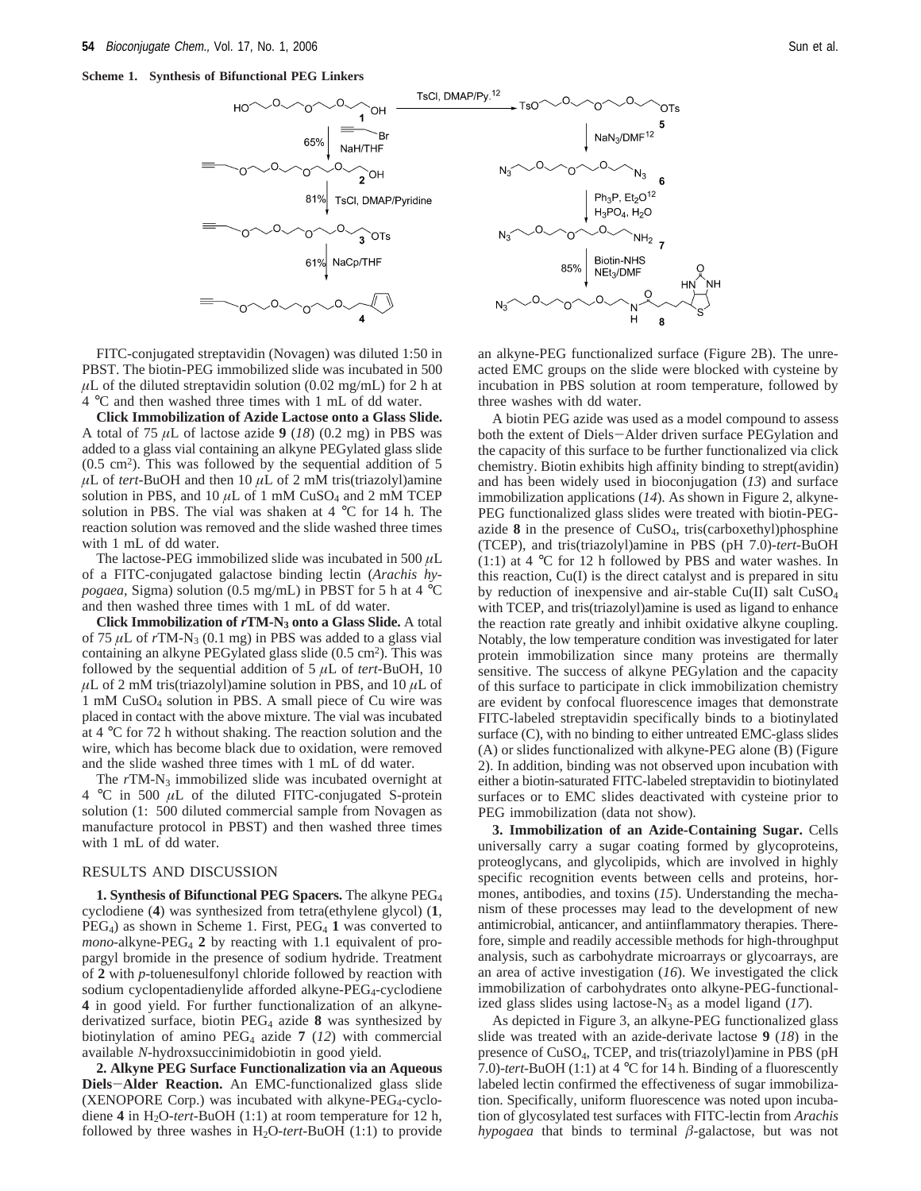**Scheme 1. Synthesis of Bifunctional PEG Linkers**

FITC-conjugated streptavidin (Novagen) was diluted 1:50 in PBST. The biotin-PEG immobilized slide was incubated in 500 $\mu$L of the diluted streptavidin solution (0.02 mg/mL) for 2 h at 4 °C and then washed three times with 1 mL of dd water.

**Click Immobilization of Azide Lactose onto a Glass Slide.** A total of 75 $\mu$L of lactose azide **9** (*18*) (0.2 mg) in PBS was added to a glass vial containing an alkyne PEGylated glass slide (0.5 cm$^2$). This was followed by the sequential addition of 5 $\mu$L of *tert*-BuOH and then 10 $\mu$L of 2 mM tris(triazolyl)amine solution in PBS, and 10 $\mu$L of 1 mM $CuSO_4$ and 2 mM TCEP solution in PBS. The vial was shaken at 4 °C for 14 h. The reaction solution was removed and the slide washed three times with 1 mL of dd water.

The lactose-PEG immobilized slide was incubated in 500 $\mu$L of a FITC-conjugated galactose binding lectin (*Arachis hypogaea*, Sigma) solution (0.5 mg/mL) in PBST for 5 h at 4 °C and then washed three times with 1 mL of dd water.

**Click Immobilization of *r*TM-N$_3$ onto a Glass Slide.** A total of 75 $\mu$L of *r*TM-N$_3$ (0.1 mg) in PBS was added to a glass vial containing an alkyne PEGylated glass slide (0.5 cm$^2$). This was followed by the sequential addition of 5 $\mu$L of *tert*-BuOH, 10 $\mu$L of 2 mM tris(triazolyl)amine solution in PBS, and 10 $\mu$L of 1 mM $CuSO_4$ solution in PBS. A small piece of Cu wire was placed in contact with the above mixture. The vial was incubated at 4 °C for 72 h without shaking. The reaction solution and the wire, which has become black due to oxidation, were removed and the slide washed three times with 1 mL of dd water.

The *r*TM-N$_3$ immobilized slide was incubated overnight at 4 °C in 500 $\mu$L of the diluted FITC-conjugated S-protein solution (1: 500 diluted commercial sample from Novagen as manufacture protocol in PBST) and then washed three times with 1 mL of dd water.

## RESULTS AND DISCUSSION

**1. Synthesis of Bifunctional PEG Spacers.** The alkyne PEG$_4$ cyclodiene (**4**) was synthesized from tetra(ethylene glycol) (**1**, PEG$_4$) as shown in Scheme 1. First, PEG$_4$ **1** was converted to *mono*-alkyne-PEG$_4$ **2** by reacting with 1.1 equivalent of propargyl bromide in the presence of sodium hydride. Treatment of **2** with *p*-toluenesulfonyl chloride followed by reaction with sodium cyclopentadienylide afforded alkyne-PEG$_4$-cyclodiene **4** in good yield. For further functionalization of an alkyne-derivatized surface, biotin PEG$_4$ azide **8** was synthesized by biotinylation of amino PEG$_4$ azide **7** (*12*) with commercial available *N*-hydroxsuccinimidobiotin in good yield.

**2. Alkyne PEG Surface Functionalization via an Aqueous Diels–Alder Reaction.** An EMC-functionalized glass slide (XENOPORE Corp.) was incubated with alkyne-PEG$_4$-cyclodiene **4** in $H_2O$-*tert*-BuOH (1:1) at room temperature for 12 h, followed by three washes in $H_2O$-*tert*-BuOH (1:1) to provide an alkyne-PEG functionalized surface (Figure 2B). The unreacted EMC groups on the slide were blocked with cysteine by incubation in PBS solution at room temperature, followed by three washes with dd water.

A biotin PEG azide was used as a model compound to assess both the extent of Diels–Alder driven surface PEGylation and the capacity of this surface to be further functionalized via click chemistry. Biotin exhibits high affinity binding to strept(avidin) and has been widely used in bioconjugation (*13*) and surface immobilization applications (*14*). As shown in Figure 2, alkyne-PEG functionalized glass slides were treated with biotin-PEG-azide **8** in the presence of $CuSO_4$, tris(carboxethyl)phosphine (TCEP), and tris(triazolyl)amine in PBS (pH 7.0)-*tert*-BuOH (1:1) at 4 °C for 12 h followed by PBS and water washes. In this reaction, Cu(I) is the direct catalyst and is prepared in situ by reduction of inexpensive and air-stable Cu(II) salt $CuSO_4$ with TCEP, and tris(triazolyl)amine is used as ligand to enhance the reaction rate greatly and inhibit oxidative alkyne coupling. Notably, the low temperature condition was investigated for later protein immobilization since many proteins are thermally sensitive. The success of alkyne PEGylation and the capacity of this surface to participate in click immobilization chemistry are evident by confocal fluorescence images that demonstrate FITC-labeled streptavidin specifically binds to a biotinylated surface (C), with no binding to either untreated EMC-glass slides (A) or slides functionalized with alkyne-PEG alone (B) (Figure 2). In addition, binding was not observed upon incubation with either a biotin-saturated FITC-labeled streptavidin to biotinylated surfaces or to EMC slides deactivated with cysteine prior to PEG immobilization (data not show).

**3. Immobilization of an Azide-Containing Sugar.** Cells universally carry a sugar coating formed by glycoproteins, proteoglycans, and glycolipids, which are involved in highly specific recognition events between cells and proteins, hormones, antibodies, and toxins (*15*). Understanding the mechanism of these processes may lead to the development of new antimicrobial, anticancer, and antiinflammatory therapies. Therefore, simple and readily accessible methods for high-throughput analysis, such as carbohydrate microarrays or glycoarrays, are an area of active investigation (*16*). We investigated the click immobilization of carbohydrates onto alkyne-PEG-functionalized glass slides using lactose-N$_3$ as a model ligand (*17*).

As depicted in Figure 3, an alkyne-PEG functionalized glass slide was treated with an azide-derivate lactose **9** (*18*) in the presence of $CuSO_4$, TCEP, and tris(triazolyl)amine in PBS (pH 7.0)-*tert*-BuOH (1:1) at 4 °C for 14 h. Binding of a fluorescently labeled lectin confirmed the effectiveness of sugar immobilization. Specifically, uniform fluorescence was noted upon incubation of glycosylated test surfaces with FITC-lectin from *Arachis hypogaea* that binds to terminal $\beta$-galactose, but was not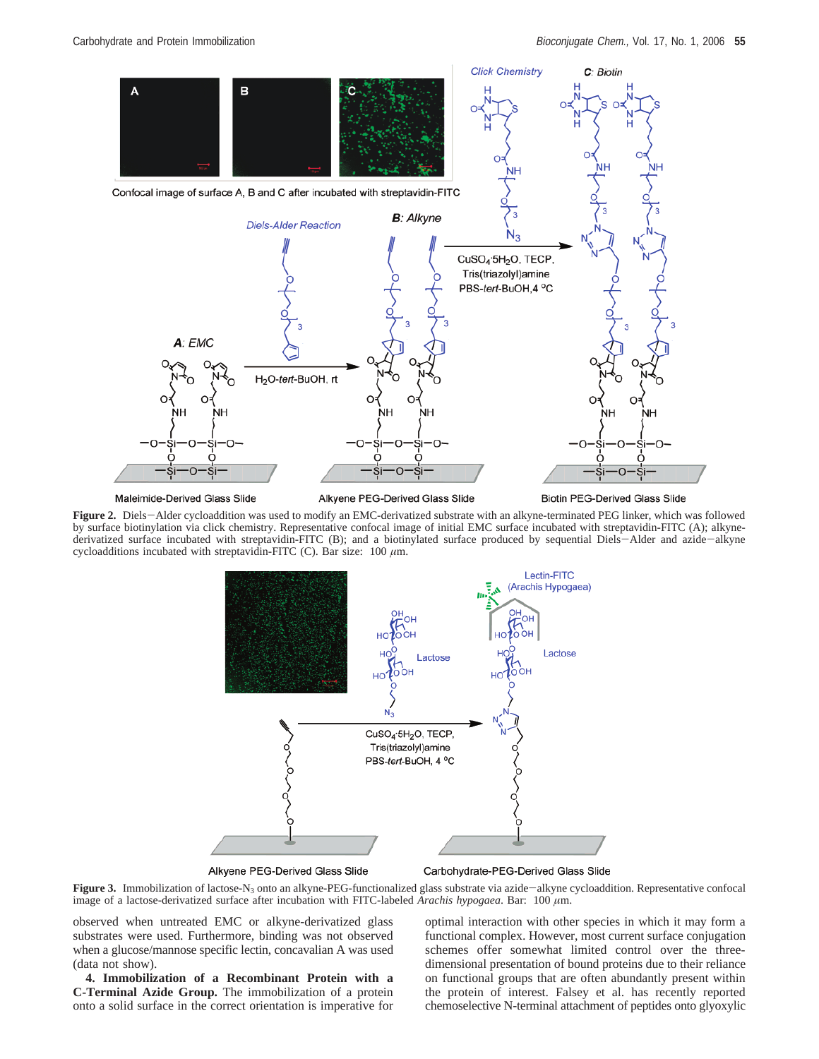**Figure 2.** Diels−Alder cycloaddition was used to modify an EMC-derivatized substrate with an alkyne-terminated PEG linker, which was followed by surface biotinylation via click chemistry. Representative confocal image of initial EMC surface incubated with streptavidin-FITC (A); alkyne-derivatized surface incubated with streptavidin-FITC (B); and a biotinylated surface produced by sequential Diels−Alder and azide−alkyne cycloadditions incubated with streptavidin-FITC (C). Bar size: 100 $\mu$m.

**Figure 3.** Immobilization of lactose-$N_3$ onto an alkyne-PEG-functionalized glass substrate via azide−alkyne cycloaddition. Representative confocal image of a lactose-derivatized surface after incubation with FITC-labeled *Arachis hypogaea*. Bar: 100 $\mu$m.

observed when untreated EMC or alkyne-derivatized glass substrates were used. Furthermore, binding was not observed when a glucose/mannose specific lectin, concavalian A was used (data not show).

**4. Immobilization of a Recombinant Protein with a C-Terminal Azide Group.** The immobilization of a protein onto a solid surface in the correct orientation is imperative for optimal interaction with other species in which it may form a functional complex. However, most current surface conjugation schemes offer somewhat limited control over the three-dimensional presentation of bound proteins due to their reliance on functional groups that are often abundantly present within the protein of interest. Falsey et al. has recently reported chemoselective N-terminal attachment of peptides onto glyoxylic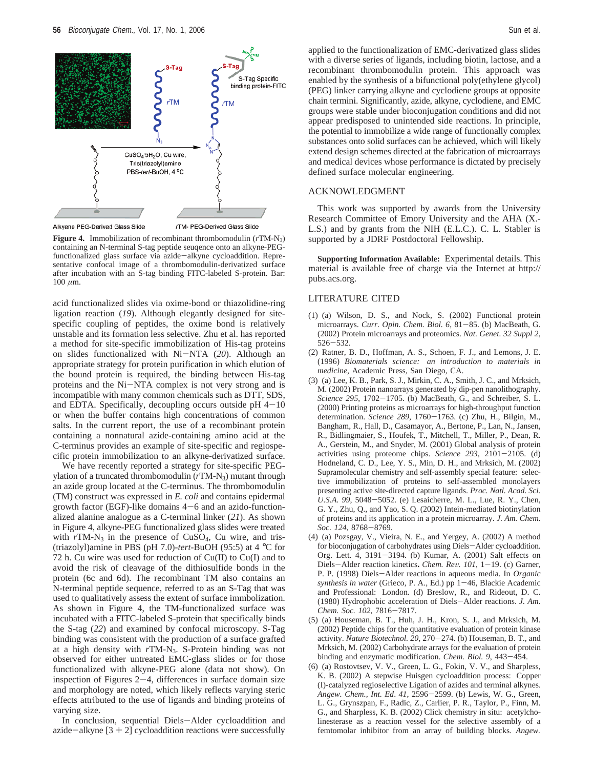**Figure 4.** Immobilization of recombinant thrombomodulin ($r$TM-$N_3$) containing an N-terminal S-tag peptide seuqence onto an alkyne-PEG-functionalized glass surface via azide−alkyne cycloaddition. Representative confocal image of a thrombomodulin-derivatized surface after incubation with an S-tag binding FITC-labeled S-protein. Bar: 100 $\mu$m.

acid functionalized slides via oxime-bond or thiazolidine-ring ligation reaction (*19*). Although elegantly designed for site-specific coupling of peptides, the oxime bond is relatively unstable and its formation less selective. Zhu et al. has reported a method for site-specific immobilization of His-tag proteins on slides functionalized with Ni−NTA (*20*). Although an appropriate strategy for protein purification in which elution of the bound protein is required, the binding between His-tag proteins and the Ni−NTA complex is not very strong and is incompatible with many common chemicals such as DTT, SDS, and EDTA. Specifically, decoupling occurs outside pH 4−10 or when the buffer contains high concentrations of common salts. In the current report, the use of a recombinant protein containing a nonnatural azide-containing amino acid at the C-terminus provides an example of site-specific and regiospecific protein immobilization to an alkyne-derivatized surface.

We have recently reported a strategy for site-specific PEGylation of a truncated thrombomodulin ($r$TM-$N_3$) mutant through an azide group located at the C-terminus. The thrombomodulin (TM) construct was expressed in *E. coli* and contains epidermal growth factor (EGF)-like domains 4−6 and an azido-functionalized alanine analogue as a C-terminal linker (*21*). As shown in Figure 4, alkyne-PEG functionalized glass slides were treated with $r$TM-$N_3$ in the presence of $CuSO_4$, Cu wire, and tris-(triazolyl)amine in PBS (pH 7.0)-*tert*-BuOH (95:5) at 4 °C for 72 h. Cu wire was used for reduction of Cu(II) to Cu(I) and to avoid the risk of cleavage of the dithiosulfide bonds in the protein (6c and 6d). The recombinant TM also contains an N-terminal peptide sequence, referred to as an S-Tag that was used to qualitatively assess the extent of surface immbolization. As shown in Figure 4, the TM-functionalized surface was incubated with a FITC-labeled S-protein that specifically binds the S-tag (*22*) and examined by confocal microscopy. S-Tag binding was consistent with the production of a surface grafted at a high density with $r$TM-$N_3$. S-Protein binding was not observed for either untreated EMC-glass slides or for those functionalized with alkyne-PEG alone (data not show). On inspection of Figures 2−4, differences in surface domain size and morphology are noted, which likely reflects varying steric effects attributed to the use of ligands and binding proteins of varying size.

In conclusion, sequential Diels−Alder cycloaddition and azide−alkyne [3 + 2] cycloaddition reactions were successfully applied to the functionalization of EMC-derivatized glass slides with a diverse series of ligands, including biotin, lactose, and a recombinant thrombomodulin protein. This approach was enabled by the synthesis of a bifunctional poly(ethylene glycol) (PEG) linker carrying alkyne and cyclodiene groups at opposite chain termini. Significantly, azide, alkyne, cyclodiene, and EMC groups were stable under bioconjugation conditions and did not appear predisposed to unintended side reactions. In principle, the potential to immobilize a wide range of functionally complex substances onto solid surfaces can be achieved, which will likely extend design schemes directed at the fabrication of microarrays and medical devices whose performance is dictated by precisely defined surface molecular engineering.

## ACKNOWLEDGMENT

This work was supported by awards from the University Research Committee of Emory University and the AHA (X.-L.S.) and by grants from the NIH (E.L.C.). C. L. Stabler is supported by a JDRF Postdoctoral Fellowship.

**Supporting Information Available:** Experimental details. This material is available free of charge via the Internet at http://pubs.acs.org.

## LITERATURE CITED

(1) (a) Wilson, D. S., and Nock, S. (2002) Functional protein microarrays. *Curr. Opin. Chem. Biol. 6*, 81−85. (b) MacBeath, G. (2002) Protein microarrays and proteomics. *Nat. Genet. 32 Suppl 2*, 526−532.

(2) Ratner, B. D., Hoffman, A. S., Schoen, F. J., and Lemons, J. E. (1996) *Biomaterials science: an introduction to materials in medicine*, Academic Press, San Diego, CA.

(3) (a) Lee, K. B., Park, S. J., Mirkin, C. A., Smith, J. C., and Mrksich, M. (2002) Protein nanoarrays generated by dip-pen nanolithography. *Science 295*, 1702−1705. (b) MacBeath, G., and Schreiber, S. L. (2000) Printing proteins as microarrays for high-throughput function determination. *Science 289*, 1760−1763. (c) Zhu, H., Bilgin, M., Bangham, R., Hall, D., Casamayor, A., Bertone, P., Lan, N., Jansen, R., Bidlingmaier, S., Houfek, T., Mitchell, T., Miller, P., Dean, R. A., Gerstein, M., and Snyder, M. (2001) Global analysis of protein activities using proteome chips. *Science 293*, 2101−2105. (d) Hodneland, C. D., Lee, Y. S., Min, D. H., and Mrksich, M. (2002) Supramolecular chemistry and self-assembly special feature: selective immobilization of proteins to self-assembled monolayers presenting active site-directed capture ligands. *Proc. Natl. Acad. Sci. U.S.A. 99*, 5048−5052. (e) Lesaicherre, M. L., Lue, R. Y., Chen, G. Y., Zhu, Q., and Yao, S. Q. (2002) Intein-mediated biotinylation of proteins and its application in a protein microarray. *J. Am. Chem. Soc. 124*, 8768−8769.

(4) (a) Pozsgay, V., Vieira, N. E., and Yergey, A. (2002) A method for bioconjugation of carbohydrates using Diels−Alder cycloaddition. Org. Lett. 4, 3191−3194. (b) Kumar, A. (2001) Salt effects on Diels−Alder reaction kinetics. *Chem. Rev. 101*, 1−19. (c) Garner, P. P. (1998) Diels−Alder reactions in aqueous media. In *Organic synthesis in water* (Grieco, P. A., Ed.) pp 1−46, Blackie Academic and Professional: London. (d) Breslow, R., and Rideout, D. C. (1980) Hydrophobic acceleration of Diels−Alder reactions. *J. Am. Chem. Soc. 102*, 7816−7817.

(5) (a) Houseman, B. T., Huh, J. H., Kron, S. J., and Mrksich, M. (2002) Peptide chips for the quantitative evaluation of protein kinase activity. *Nature Biotechnol. 20*, 270−274. (b) Houseman, B. T., and Mrksich, M. (2002) Carbohydrate arrays for the evaluation of protein binding and enzymatic modification. *Chem. Biol. 9*, 443−454.

(6) (a) Rostovtsev, V. V., Green, L. G., Fokin, V. V., and Sharpless, K. B. (2002) A stepwise Huisgen cycloaddition process: Copper (I)-catalyzed regioselective Ligation of azides and terminal alkynes. *Angew. Chem., Int. Ed. 41*, 2596−2599. (b) Lewis, W. G., Green, L. G., Grynszpan, F., Radic, Z., Carlier, P. R., Taylor, P., Finn, M. G., and Sharpless, K. B. (2002) Click chemistry in situ: acetylcholinesterase as a reaction vessel for the selective assembly of a femtomolar inhibitor from an array of building blocks. *Angew.*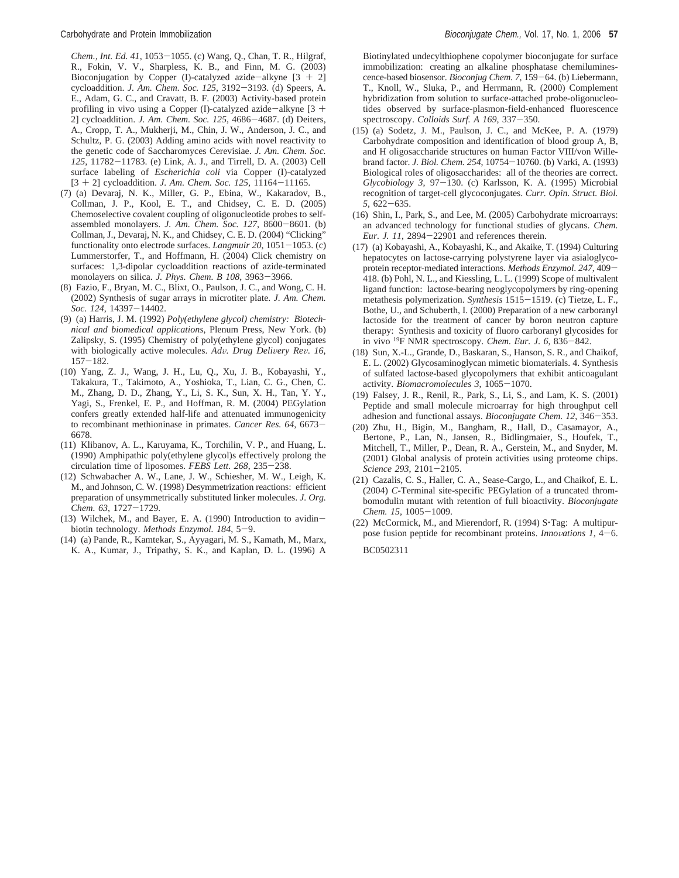*Chem., Int. Ed. 41*, 1053−1055. (c) Wang, Q., Chan, T. R., Hilgraf, R., Fokin, V. V., Sharpless, K. B., and Finn, M. G. (2003) Bioconjugation by Copper (I)-catalyzed azide−alkyne [3 + 2] cycloaddition. *J. Am. Chem. Soc. 125*, 3192−3193. (d) Speers, A. E., Adam, G. C., and Cravatt, B. F. (2003) Activity-based protein profiling in vivo using a Copper (I)-catalyzed azide−alkyne [3 + 2] cycloaddition. *J. Am. Chem. Soc. 125*, 4686−4687. (d) Deiters, A., Cropp, T. A., Mukherji, M., Chin, J. W., Anderson, J. C., and Schultz, P. G. (2003) Adding amino acids with novel reactivity to the genetic code of Saccharomyces Cerevisiae. *J. Am. Chem. Soc. 125*, 11782−11783. (e) Link, A. J., and Tirrell, D. A. (2003) Cell surface labeling of *Escherichia coli* via Copper (I)-catalyzed [3 + 2] cycloaddition. *J. Am. Chem. Soc. 125*, 11164−11165.

(7) (a) Devaraj, N. K., Miller, G. P., Ebina, W., Kakaradov, B., Collman, J. P., Kool, E. T., and Chidsey, C. E. D. (2005) Chemoselective covalent coupling of oligonucleotide probes to self-assembled monolayers. *J. Am. Chem. Soc. 127*, 8600−8601. (b) Collman, J., Devaraj, N. K., and Chidsey, C. E. D. (2004) "Clicking" functionality onto electrode surfaces. *Langmuir 20*, 1051−1053. (c) Lummerstorfer, T., and Hoffmann, H. (2004) Click chemistry on surfaces: 1,3-dipolar cycloaddition reactions of azide-terminated monolayers on silica. *J. Phys. Chem. B 108*, 3963−3966.

(8) Fazio, F., Bryan, M. C., Blixt, O., Paulson, J. C., and Wong, C. H. (2002) Synthesis of sugar arrays in microtiter plate. *J. Am. Chem. Soc. 124*, 14397−14402.

(9) (a) Harris, J. M. (1992) *Poly(ethylene glycol) chemistry: Biotechnical and biomedical applications*, Plenum Press, New York. (b) Zalipsky, S. (1995) Chemistry of poly(ethylene glycol) conjugates with biologically active molecules. *Adv. Drug Delivery Rev. 16*, 157−182.

(10) Yang, Z. J., Wang, J. H., Lu, Q., Xu, J. B., Kobayashi, Y., Takakura, T., Takimoto, A., Yoshioka, T., Lian, C. G., Chen, C. M., Zhang, D. D., Zhang, Y., Li, S. K., Sun, X. H., Tan, Y. Y., Yagi, S., Frenkel, E. P., and Hoffman, R. M. (2004) PEGylation confers greatly extended half-life and attenuated immunogenicity to recombinant methioninase in primates. *Cancer Res. 64*, 6673−6678.

(11) Klibanov, A. L., Karuyama, K., Torchilin, V. P., and Huang, L. (1990) Amphipathic poly(ethylene glycol)s effectively prolong the circulation time of liposomes. *FEBS Lett. 268*, 235−238.

(12) Schwabacher A. W., Lane, J. W., Schiesher, M. W., Leigh, K. M., and Johnson, C. W. (1998) Desymmetrization reactions: efficient preparation of unsymmetrically substituted linker molecules. *J. Org. Chem. 63*, 1727−1729.

(13) Wilchek, M., and Bayer, E. A. (1990) Introduction to avidin−biotin technology. *Methods Enzymol. 184*, 5−9.

(14) (a) Pande, R., Kamtekar, S., Ayyagari, M. S., Kamath, M., Marx, K. A., Kumar, J., Tripathy, S. K., and Kaplan, D. L. (1996) A Biotinylated undecylthiophene copolymer bioconjugate for surface immobilization: creating an alkaline phosphatase chemiluminescence-based biosensor. *Bioconjug Chem. 7*, 159−64. (b) Liebermann, T., Knoll, W., Sluka, P., and Herrmann, R. (2000) Complement hybridization from solution to surface-attached probe-oligonucleotides observed by surface-plasmon-field-enhanced fluorescence spectroscopy. *Colloids Surf. A 169*, 337−350.

(15) (a) Sodetz, J. M., Paulson, J. C., and McKee, P. A. (1979) Carbohydrate composition and identification of blood group A, B, and H oligosaccharide structures on human Factor VIII/von Willebrand factor. *J. Biol. Chem. 254*, 10754−10760. (b) Varki, A. (1993) Biological roles of oligosaccharides: all of the theories are correct. *Glycobiology 3*, 97−130. (c) Karlsson, K. A. (1995) Microbial recognition of target-cell glycoconjugates. *Curr. Opin. Struct. Biol. 5*, 622−635.

(16) Shin, I., Park, S., and Lee, M. (2005) Carbohydrate microarrays: an advanced technology for functional studies of glycans. *Chem. Eur. J. 11*, 2894−22901 and references therein.

(17) (a) Kobayashi, A., Kobayashi, K., and Akaike, T. (1994) Culturing hepatocytes on lactose-carrying polystyrene layer via asialoglycoprotein receptor-mediated interactions. *Methods Enzymol. 247*, 409−418. (b) Pohl, N. L., and Kiessling, L. L. (1999) Scope of multivalent ligand function: lactose-bearing neoglycopolymers by ring-opening metathesis polymerization. *Synthesis* 1515−1519. (c) Tietze, L. F., Bothe, U., and Schuberth, I. (2000) Preparation of a new carboranyl lactoside for the treatment of cancer by boron neutron capture therapy: Synthesis and toxicity of fluoro carboranyl glycosides for in vivo $^{19}$F NMR spectroscopy. *Chem. Eur. J. 6*, 836−842.

(18) Sun, X.-L., Grande, D., Baskaran, S., Hanson, S. R., and Chaikof, E. L. (2002) Glycosaminoglycan mimetic biomaterials. 4. Synthesis of sulfated lactose-based glycopolymers that exhibit anticoagulant activity. *Biomacromolecules 3*, 1065−1070.

(19) Falsey, J. R., Renil, R., Park, S., Li, S., and Lam, K. S. (2001) Peptide and small molecule microarray for high throughput cell adhesion and functional assays. *Bioconjugate Chem. 12*, 346−353.

(20) Zhu, H., Bigin, M., Bangham, R., Hall, D., Casamayor, A., Bertone, P., Lan, N., Jansen, R., Bidlingmaier, S., Houfek, T., Mitchell, T., Miller, P., Dean, R. A., Gerstein, M., and Snyder, M. (2001) Global analysis of protein activities using proteome chips. *Science 293*, 2101−2105.

(21) Cazalis, C. S., Haller, C. A., Sease-Cargo, L., and Chaikof, E. L. (2004) *C*-Terminal site-specific PEGylation of a truncated thrombomodulin mutant with retention of full bioactivity. *Bioconjugate Chem. 15*, 1005−1009.

(22) McCormick, M., and Mierendorf, R. (1994) S•Tag: A multipurpose fusion peptide for recombinant proteins. *Innovations 1*, 4−6.

BC0502311